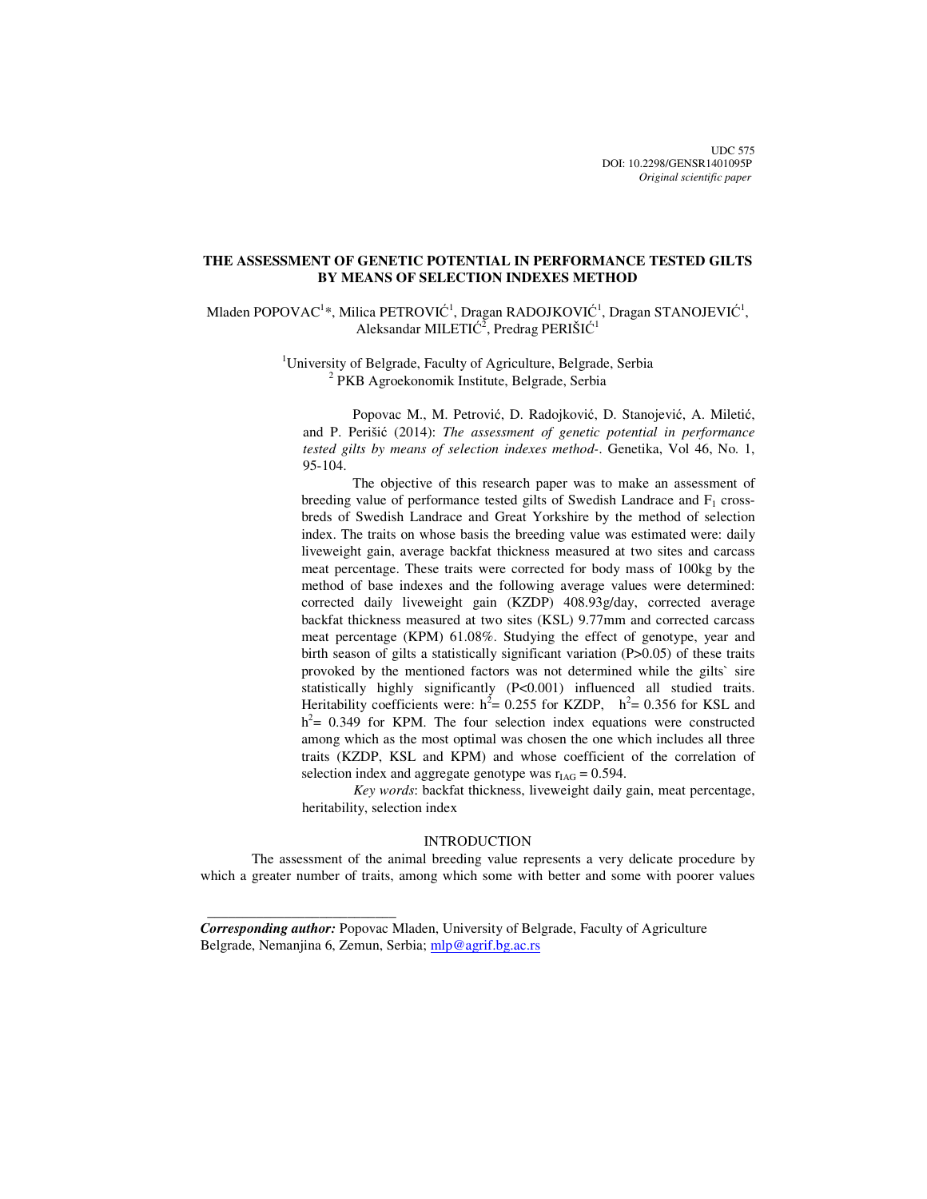UDC 575
DOI: 10.2298/GENSR1401095P
*Original scientific paper*

# THE ASSESSMENT OF GENETIC POTENTIAL IN PERFORMANCE TESTED GILTS BY MEANS OF SELECTION INDEXES METHOD

Mladen POPOVAC[1]*, Milica PETROVIĆ[1], Dragan RADOJKOVIĆ[1], Dragan STANOJEVIĆ[1], Aleksandar MILETIĆ[2], Predrag PERIŠIĆ[1]

[1]University of Belgrade, Faculty of Agriculture, Belgrade, Serbia
[2] PKB Agroekonomik Institute, Belgrade, Serbia

Popovac M., M. Petrović, D. Radojković, D. Stanojević, A. Miletić, and P. Perišić (2014): *The assessment of genetic potential in performance tested gilts by means of selection indexes method-*. Genetika, Vol 46, No. 1, 95-104.

The objective of this research paper was to make an assessment of breeding value of performance tested gilts of Swedish Landrace and $F_1$ cross-breds of Swedish Landrace and Great Yorkshire by the method of selection index. The traits on whose basis the breeding value was estimated were: daily liveweight gain, average backfat thickness measured at two sites and carcass meat percentage. These traits were corrected for body mass of 100kg by the method of base indexes and the following average values were determined: corrected daily liveweight gain (KZDP) 408.93g/day, corrected average backfat thickness measured at two sites (KSL) 9.77mm and corrected carcass meat percentage (KPM) 61.08%. Studying the effect of genotype, year and birth season of gilts a statistically significant variation ($P>0.05$) of these traits provoked by the mentioned factors was not determined while the gilts` sire statistically highly significantly ($P<0.001$) influenced all studied traits. Heritability coefficients were: $h^2= 0.255$ for KZDP, $h^2= 0.356$ for KSL and $h^2= 0.349$ for KPM. The four selection index equations were constructed among which as the most optimal was chosen the one which includes all three traits (KZDP, KSL and KPM) and whose coefficient of the correlation of selection index and aggregate genotype was $r_{IAG} = 0.594$.

*Key words*: backfat thickness, liveweight daily gain, meat percentage, heritability, selection index

## INTRODUCTION

The assessment of the animal breeding value represents a very delicate procedure by which a greater number of traits, among which some with better and some with poorer values

---

***Corresponding author:*** Popovac Mladen, University of Belgrade, Faculty of Agriculture Belgrade, Nemanjina 6, Zemun, Serbia; mlp@agrif.bg.ac.rs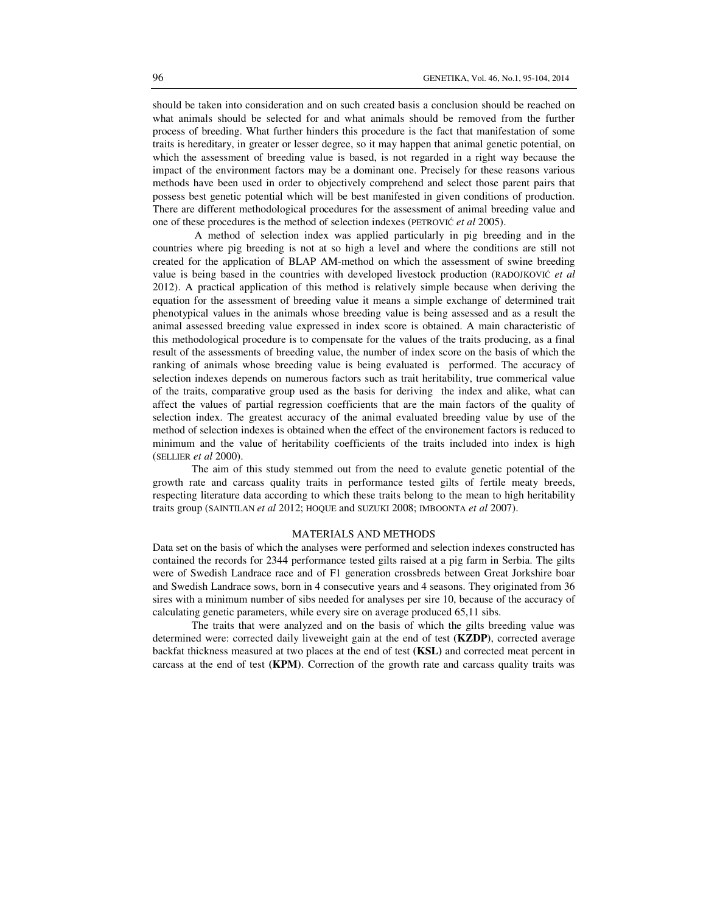should be taken into consideration and on such created basis a conclusion should be reached on what animals should be selected for and what animals should be removed from the further process of breeding. What further hinders this procedure is the fact that manifestation of some traits is hereditary, in greater or lesser degree, so it may happen that animal genetic potential, on which the assessment of breeding value is based, is not regarded in a right way because the impact of the environment factors may be a dominant one. Precisely for these reasons various methods have been used in order to objectively comprehend and select those parent pairs that possess best genetic potential which will be best manifested in given conditions of production. There are different methodological procedures for the assessment of animal breeding value and one of these procedures is the method of selection indexes (PETROVIĆ *et al* 2005).

A method of selection index was applied particularly in pig breeding and in the countries where pig breeding is not at so high a level and where the conditions are still not created for the application of BLAP AM-method on which the assessment of swine breeding value is being based in the countries with developed livestock production (RADOJKOVIĆ *et al* 2012). A practical application of this method is relatively simple because when deriving the equation for the assessment of breeding value it means a simple exchange of determined trait phenotypical values in the animals whose breeding value is being assessed and as a result the animal assessed breeding value expressed in index score is obtained. A main characteristic of this methodological procedure is to compensate for the values of the traits producing, as a final result of the assessments of breeding value, the number of index score on the basis of which the ranking of animals whose breeding value is being evaluated is performed. The accuracy of selection indexes depends on numerous factors such as trait heritability, true commerical value of the traits, comparative group used as the basis for deriving the index and alike, what can affect the values of partial regression coefficients that are the main factors of the quality of selection index. The greatest accuracy of the animal evaluated breeding value by use of the method of selection indexes is obtained when the effect of the environement factors is reduced to minimum and the value of heritability coefficients of the traits included into index is high (SELLIER *et al* 2000).

The aim of this study stemmed out from the need to evalute genetic potential of the growth rate and carcass quality traits in performance tested gilts of fertile meaty breeds, respecting literature data according to which these traits belong to the mean to high heritability traits group (SAINTILAN *et al* 2012; HOQUE and SUZUKI 2008; IMBOONTA *et al* 2007).

## MATERIALS AND METHODS

Data set on the basis of which the analyses were performed and selection indexes constructed has contained the records for 2344 performance tested gilts raised at a pig farm in Serbia. The gilts were of Swedish Landrace race and of F1 generation crossbreds between Great Jorkshire boar and Swedish Landrace sows, born in 4 consecutive years and 4 seasons. They originated from 36 sires with a minimum number of sibs needed for analyses per sire 10, because of the accuracy of calculating genetic parameters, while every sire on average produced 65,11 sibs.

The traits that were analyzed and on the basis of which the gilts breeding value was determined were: corrected daily liveweight gain at the end of test **(KZDP)**, corrected average backfat thickness measured at two places at the end of test **(KSL)** and corrected meat percent in carcass at the end of test **(KPM)**. Correction of the growth rate and carcass quality traits was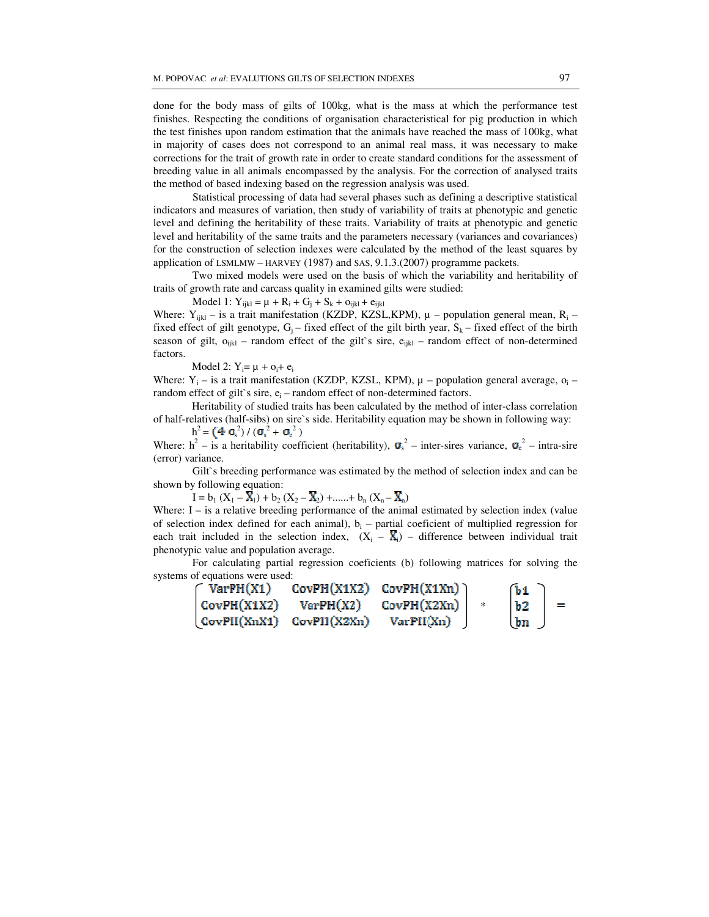done for the body mass of gilts of 100kg, what is the mass at which the performance test finishes. Respecting the conditions of organisation characteristical for pig production in which the test finishes upon random estimation that the animals have reached the mass of 100kg, what in majority of cases does not correspond to an animal real mass, it was necessary to make corrections for the trait of growth rate in order to create standard conditions for the assessment of breeding value in all animals encompassed by the analysis. For the correction of analysed traits the method of based indexing based on the regression analysis was used.

Statistical processing of data had several phases such as defining a descriptive statistical indicators and measures of variation, then study of variability of traits at phenotypic and genetic level and defining the heritability of these traits. Variability of traits at phenotypic and genetic level and heritability of the same traits and the parameters necessary (variances and covariances) for the construction of selection indexes were calculated by the method of the least squares by application of LSMLMW – HARVEY (1987) and SAS, 9.1.3.(2007) programme packets.

Two mixed models were used on the basis of which the variability and heritability of traits of growth rate and carcass quality in examined gilts were studied:

Model 1: $Y_{ijkl} = \mu + R_i + G_j + S_k + o_{ijkl} + e_{ijkl}$

Where: $Y_{ijkl}$ – is a trait manifestation (KZDP, KZSL,KPM), $\mu$ – population general mean, $R_i$ – fixed effect of gilt genotype, $G_j$ – fixed effect of the gilt birth year, $S_k$ – fixed effect of the birth season of gilt, $o_{ijkl}$ – random effect of the gilt`s sire, $e_{ijkl}$ – random effect of non-determined factors.

Model 2: $Y_i = \mu + o_i + e_i$

Where: $Y_i$ – is a trait manifestation (KZDP, KZSL, KPM), $\mu$ – population general average, $o_i$ – random effect of gilt`s sire, $e_i$ – random effect of non-determined factors.

Heritability of studied traits has been calculated by the method of inter-class correlation of half-relatives (half-sibs) on sire`s side. Heritability equation may be shown in following way:

$h^2 = (4\ \sigma_s^2) / (\sigma_s^2 + \sigma_e^2)$

Where: $h^2$ – is a heritability coefficient (heritability), $\sigma_s^2$ – inter-sires variance, $\sigma_e^2$ – intra-sire (error) variance.

Gilt`s breeding performance was estimated by the method of selection index and can be shown by following equation:

$I = b_1 (X_1 - \bar{X}_1) + b_2 (X_2 - \bar{X}_2) + ...... + b_n (X_n - \bar{X}_n)$

Where: I – is a relative breeding performance of the animal estimated by selection index (value of selection index defined for each animal), $b_i$ – partial coeficient of multiplied regression for each trait included in the selection index, $(X_i - \bar{X}_i)$ – difference between individual trait phenotypic value and population average.

For calculating partial regression coeficients (b) following matrices for solving the systems of equations were used:

$$\begin{bmatrix} VarPH(X1) & CovPH(X1X2) & CovPH(X1Xn) \\ CovPH(X1X2) & VarPH(X2) & CovPH(X2Xn) \\ CovPH(XnX1) & CovPH(X2Xn) & VarPH(Xn) \end{bmatrix} * \begin{bmatrix} b1 \\ b2 \\ bn \end{bmatrix} =$$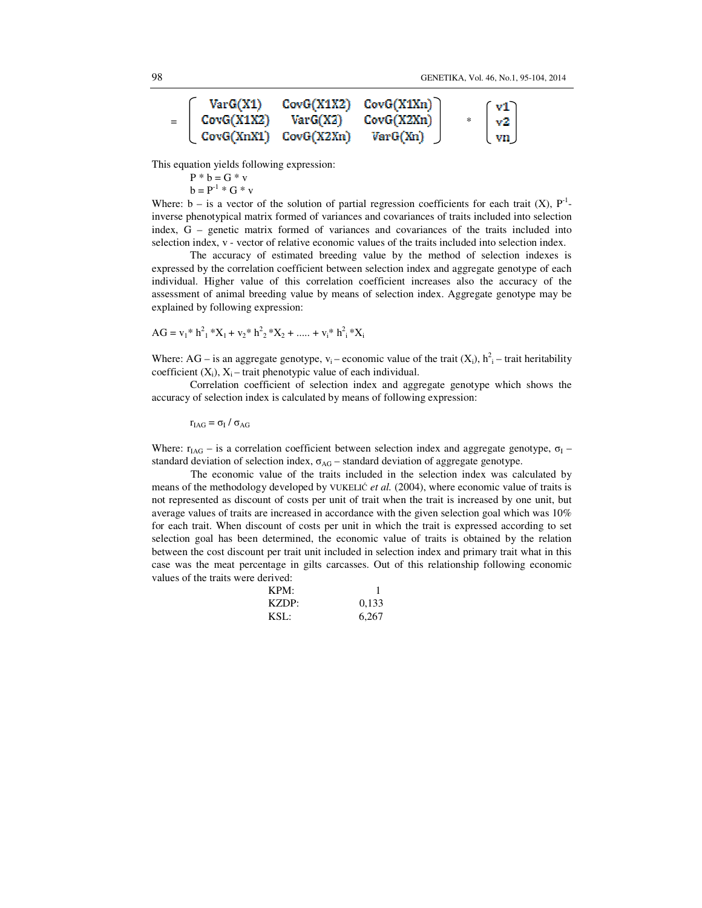$$= \begin{bmatrix} VarG(X1) & CovG(X1X2) & CovG(X1Xn) \\ CovG(X1X2) & VarG(X2) & CovG(X2Xn) \\ CovG(XnX1) & CovG(X2Xn) & VarG(Xn) \end{bmatrix} * \begin{bmatrix} v1 \\ v2 \\ vn \end{bmatrix}$$

This equation yields following expression:

$$P * b = G * v$$

$$b = P^{-1} * G * v$$

Where: b – is a vector of the solution of partial regression coefficients for each trait (X), $P^{-1}$- inverse phenotypical matrix formed of variances and covariances of traits included into selection index, G – genetic matrix formed of variances and covariances of the traits included into selection index, v - vector of relative economic values of the traits included into selection index.

The accuracy of estimated breeding value by the method of selection indexes is expressed by the correlation coefficient between selection index and aggregate genotype of each individual. Higher value of this correlation coefficient increases also the accuracy of the assessment of animal breeding value by means of selection index. Aggregate genotype may be explained by following expression:

$$AG = v_1 * h^2_1 * X_1 + v_2 * h^2_2 * X_2 + ..... + v_i * h^2_i * X_i$$

Where: AG – is an aggregate genotype, $v_i$ – economic value of the trait ($X_i$), $h^2_i$ – trait heritability coefficient ($X_i$), $X_i$ – trait phenotypic value of each individual.

Correlation coefficient of selection index and aggregate genotype which shows the accuracy of selection index is calculated by means of following expression:

$$r_{IAG} = \sigma_I / \sigma_{AG}$$

Where: $r_{IAG}$ – is a correlation coefficient between selection index and aggregate genotype, $\sigma_I$ – standard deviation of selection index, $\sigma_{AG}$ – standard deviation of aggregate genotype.

The economic value of the traits included in the selection index was calculated by means of the methodology developed by VUKELIĆ *et al.* (2004), where economic value of traits is not represented as discount of costs per unit of trait when the trait is increased by one unit, but average values of traits are increased in accordance with the given selection goal which was 10% for each trait. When discount of costs per unit in which the trait is expressed according to set selection goal has been determined, the economic value of traits is obtained by the relation between the cost discount per trait unit included in selection index and primary trait what in this case was the meat percentage in gilts carcasses. Out of this relationship following economic values of the traits were derived:

| | |
|---|---|
| KPM: | 1 |
| KZDP: | 0,133 |
| KSL: | 6,267 |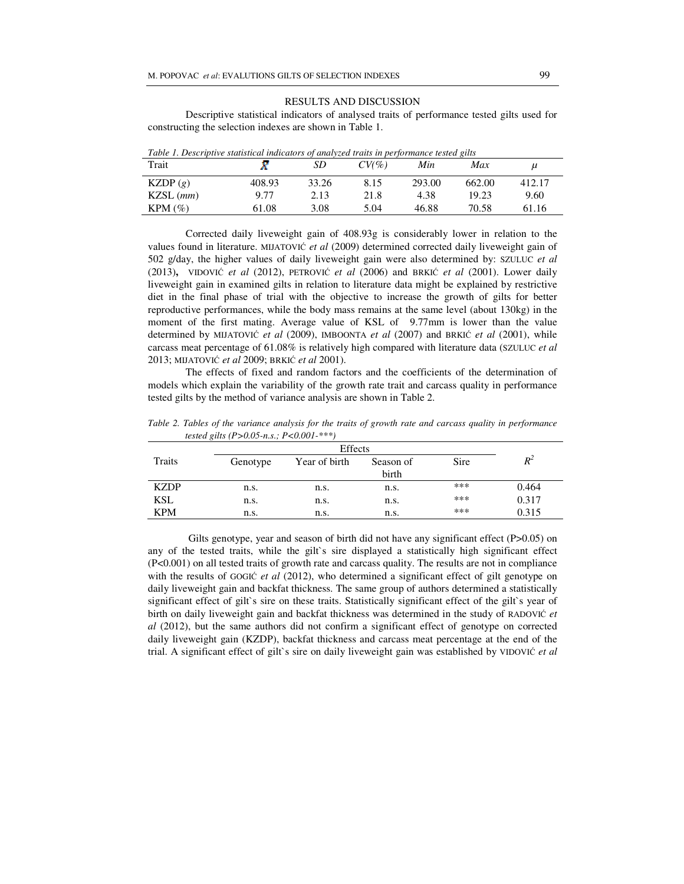## RESULTS AND DISCUSSION

Descriptive statistical indicators of analysed traits of performance tested gilts used for constructing the selection indexes are shown in Table 1.

*Table 1. Descriptive statistical indicators of analyzed traits in performance tested gilts*

| Trait | $\bar{X}$ | *SD* | *CV(%)* | *Min* | *Max* | $\mu$ |
|---|---|---|---|---|---|---|
| KZDP (*g*) | 408.93 | 33.26 | 8.15 | 293.00 | 662.00 | 412.17 |
| KZSL (*mm*) | 9.77 | 2.13 | 21.8 | 4.38 | 19.23 | 9.60 |
| KPM (*%*) | 61.08 | 3.08 | 5.04 | 46.88 | 70.58 | 61.16 |

Corrected daily liveweight gain of 408.93g is considerably lower in relation to the values found in literature. MIJATOVIĆ *et al* (2009) determined corrected daily liveweight gain of 502 g/day, the higher values of daily liveweight gain were also determined by: SZULUC *et al* (2013), VIDOVIĆ *et al* (2012), PETROVIĆ *et al* (2006) and BRKIĆ *et al* (2001). Lower daily liveweight gain in examined gilts in relation to literature data might be explained by restrictive diet in the final phase of trial with the objective to increase the growth of gilts for better reproductive performances, while the body mass remains at the same level (about 130kg) in the moment of the first mating. Average value of KSL of 9.77mm is lower than the value determined by MIJATOVIĆ *et al* (2009), IMBOONTA *et al* (2007) and BRKIĆ *et al* (2001), while carcass meat percentage of 61.08% is relatively high compared with literature data (SZULUC *et al* 2013; MIJATOVIĆ *et al* 2009; BRKIĆ *et al* 2001).

The effects of fixed and random factors and the coefficients of the determination of models which explain the variability of the growth rate trait and carcass quality in performance tested gilts by the method of variance analysis are shown in Table 2.

*Table 2. Tables of the variance analysis for the traits of growth rate and carcass quality in performance tested gilts (P>0.05-n.s.; P<0.001-\*\*\*)*

| Traits | Effects | | | | $R^2$ |
|---|---|---|---|---|---|
| | Genotype | Year of birth | Season of birth | Sire | |
| KZDP | n.s. | n.s. | n.s. | *** | 0.464 |
| KSL | n.s. | n.s. | n.s. | *** | 0.317 |
| KPM | n.s. | n.s. | n.s. | *** | 0.315 |

Gilts genotype, year and season of birth did not have any significant effect (P>0.05) on any of the tested traits, while the gilt`s sire displayed a statistically high significant effect (P<0.001) on all tested traits of growth rate and carcass quality. The results are not in compliance with the results of GOGIĆ *et al* (2012), who determined a significant effect of gilt genotype on daily liveweight gain and backfat thickness. The same group of authors determined a statistically significant effect of gilt`s sire on these traits. Statistically significant effect of the gilt`s year of birth on daily liveweight gain and backfat thickness was determined in the study of RADOVIĆ *et al* (2012), but the same authors did not confirm a significant effect of genotype on corrected daily liveweight gain (KZDP), backfat thickness and carcass meat percentage at the end of the trial. A significant effect of gilt`s sire on daily liveweight gain was established by VIDOVIĆ *et al*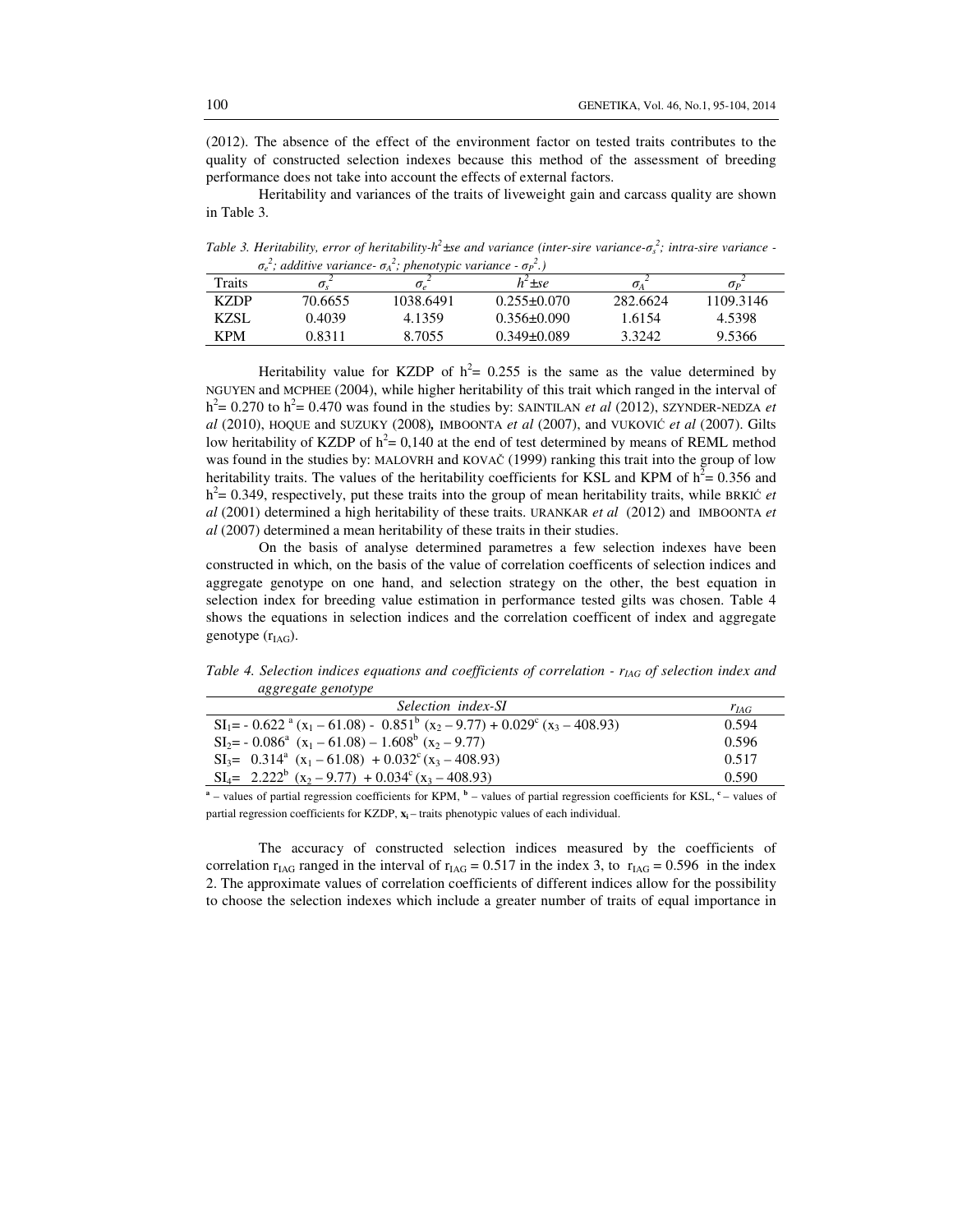(2012). The absence of the effect of the environment factor on tested traits contributes to the quality of constructed selection indexes because this method of the assessment of breeding performance does not take into account the effects of external factors.

Heritability and variances of the traits of liveweight gain and carcass quality are shown in Table 3.

*Table 3. Heritability, error of heritability-$h^2$±se and variance (inter-sire variance-$\sigma_s^2$; intra-sire variance - $\sigma_e^2$; additive variance- $\sigma_A^2$; phenotypic variance - $\sigma_P^2$.)*

| Traits | $\sigma_s^2$ | $\sigma_e^2$ | $h^2$±se | $\sigma_A^2$ | $\sigma_P^2$ |
|---|---|---|---|---|---|
| KZDP | 70.6655 | 1038.6491 | 0.255±0.070 | 282.6624 | 1109.3146 |
| KZSL | 0.4039 | 4.1359 | 0.356±0.090 | 1.6154 | 4.5398 |
| KPM | 0.8311 | 8.7055 | 0.349±0.089 | 3.3242 | 9.5366 |

Heritability value for KZDP of $h^2$= 0.255 is the same as the value determined by NGUYEN and MCPHEE (2004), while higher heritability of this trait which ranged in the interval of $h^2$= 0.270 to $h^2$= 0.470 was found in the studies by: SAINTILAN *et al* (2012), SZYNDER-NEDZA *et al* (2010), HOQUE and SUZUKY (2008)*,* IMBOONTA *et al* (2007), and VUKOVIĆ *et al* (2007). Gilts low heritability of KZDP of $h^2$= 0,140 at the end of test determined by means of REML method was found in the studies by: MALOVRH and KOVAČ (1999) ranking this trait into the group of low heritability traits. The values of the heritability coefficients for KSL and KPM of $h^2$= 0.356 and $h^2$= 0.349, respectively, put these traits into the group of mean heritability traits, while BRKIĆ *et al* (2001) determined a high heritability of these traits. URANKAR *et al* (2012) and IMBOONTA *et al* (2007) determined a mean heritability of these traits in their studies.

On the basis of analyse determined parametres a few selection indexes have been constructed in which, on the basis of the value of correlation coefficents of selection indices and aggregate genotype on one hand, and selection strategy on the other, the best equation in selection index for breeding value estimation in performance tested gilts was chosen. Table 4 shows the equations in selection indices and the correlation coefficent of index and aggregate genotype ($r_{IAG}$).

*Table 4. Selection indices equations and coefficients of correlation - $r_{IAG}$ of selection index and aggregate genotype*

| *Selection index-SI* | $r_{IAG}$ |
|---|---|
| $SI_1 = -0.622^{a}(x_1 - 61.08) - 0.851^{b}(x_2 - 9.77) + 0.029^{c}(x_3 - 408.93)$ | 0.594 |
| $SI_2 = -0.086^{a}(x_1 - 61.08) - 1.608^{b}(x_2 - 9.77)$ | 0.596 |
| $SI_3 = 0.314^{a}(x_1 - 61.08) + 0.032^{c}(x_3 - 408.93)$ | 0.517 |
| $SI_4 = 2.222^{b}(x_2 - 9.77) + 0.034^{c}(x_3 - 408.93)$ | 0.590 |

[a] – values of partial regression coefficients for KPM, [b] – values of partial regression coefficients for KSL, [c] – values of partial regression coefficients for KZDP, $x_i$ – traits phenotypic values of each individual.

The accuracy of constructed selection indices measured by the coefficients of correlation $r_{IAG}$ ranged in the interval of $r_{IAG}$ = 0.517 in the index 3, to $r_{IAG}$ = 0.596 in the index 2. The approximate values of correlation coefficients of different indices allow for the possibility to choose the selection indexes which include a greater number of traits of equal importance in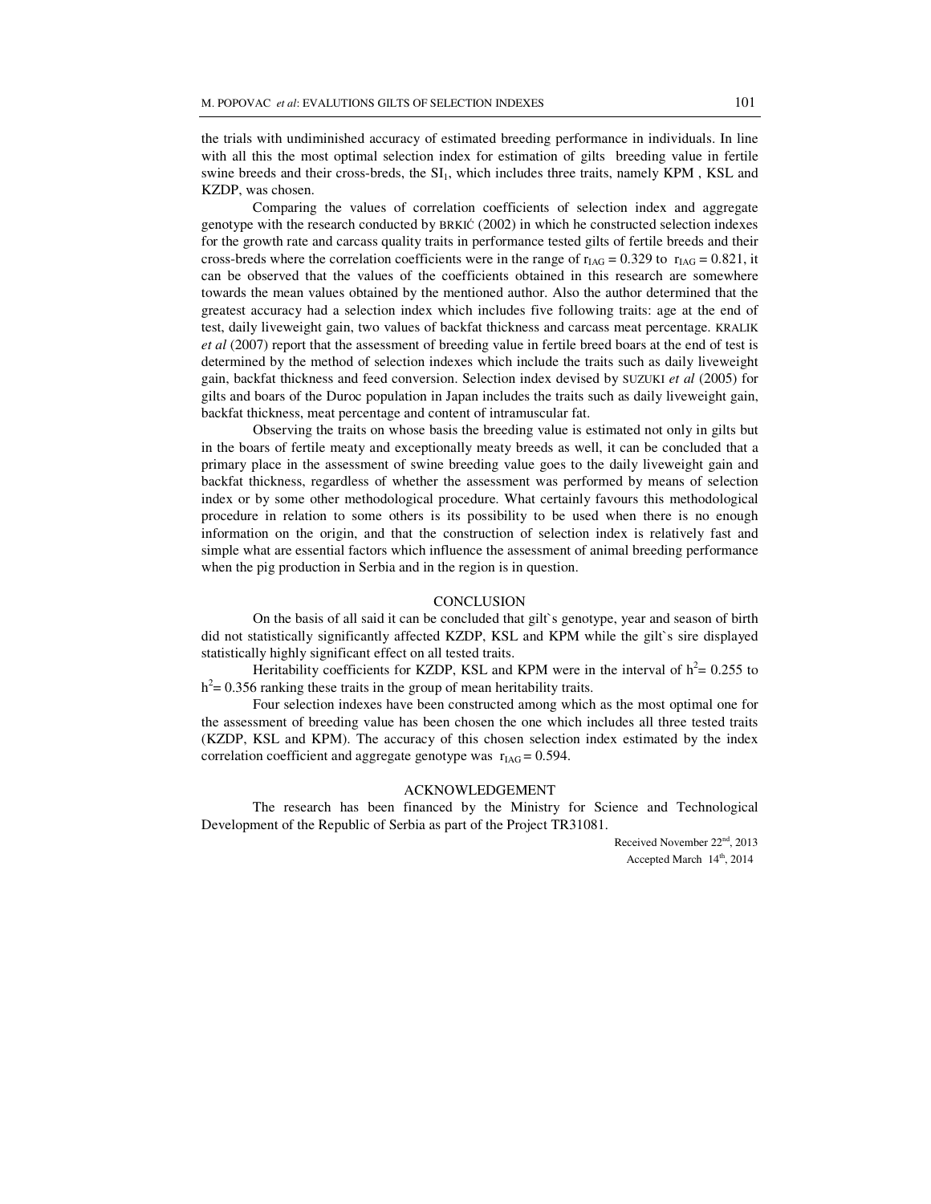the trials with undiminished accuracy of estimated breeding performance in individuals. In line with all this the most optimal selection index for estimation of gilts breeding value in fertile swine breeds and their cross-breds, the $SI_1$, which includes three traits, namely KPM , KSL and KZDP, was chosen.

Comparing the values of correlation coefficients of selection index and aggregate genotype with the research conducted by BRKIĆ (2002) in which he constructed selection indexes for the growth rate and carcass quality traits in performance tested gilts of fertile breeds and their cross-breds where the correlation coefficients were in the range of $r_{IAG} = 0.329$ to $r_{IAG} = 0.821$, it can be observed that the values of the coefficients obtained in this research are somewhere towards the mean values obtained by the mentioned author. Also the author determined that the greatest accuracy had a selection index which includes five following traits: age at the end of test, daily liveweight gain, two values of backfat thickness and carcass meat percentage. KRALIK *et al* (2007) report that the assessment of breeding value in fertile breed boars at the end of test is determined by the method of selection indexes which include the traits such as daily liveweight gain, backfat thickness and feed conversion. Selection index devised by SUZUKI *et al* (2005) for gilts and boars of the Duroc population in Japan includes the traits such as daily liveweight gain, backfat thickness, meat percentage and content of intramuscular fat.

Observing the traits on whose basis the breeding value is estimated not only in gilts but in the boars of fertile meaty and exceptionally meaty breeds as well, it can be concluded that a primary place in the assessment of swine breeding value goes to the daily liveweight gain and backfat thickness, regardless of whether the assessment was performed by means of selection index or by some other methodological procedure. What certainly favours this methodological procedure in relation to some others is its possibility to be used when there is no enough information on the origin, and that the construction of selection index is relatively fast and simple what are essential factors which influence the assessment of animal breeding performance when the pig production in Serbia and in the region is in question.

## CONCLUSION

On the basis of all said it can be concluded that gilt`s genotype, year and season of birth did not statistically significantly affected KZDP, KSL and KPM while the gilt`s sire displayed statistically highly significant effect on all tested traits.

Heritability coefficients for KZDP, KSL and KPM were in the interval of $h^2 = 0.255$ to $h^2 = 0.356$ ranking these traits in the group of mean heritability traits.

Four selection indexes have been constructed among which as the most optimal one for the assessment of breeding value has been chosen the one which includes all three tested traits (KZDP, KSL and KPM). The accuracy of this chosen selection index estimated by the index correlation coefficient and aggregate genotype was $r_{IAG} = 0.594$.

## ACKNOWLEDGEMENT

The research has been financed by the Ministry for Science and Technological Development of the Republic of Serbia as part of the Project TR31081.

Received November 22nd, 2013
Accepted March 14th, 2014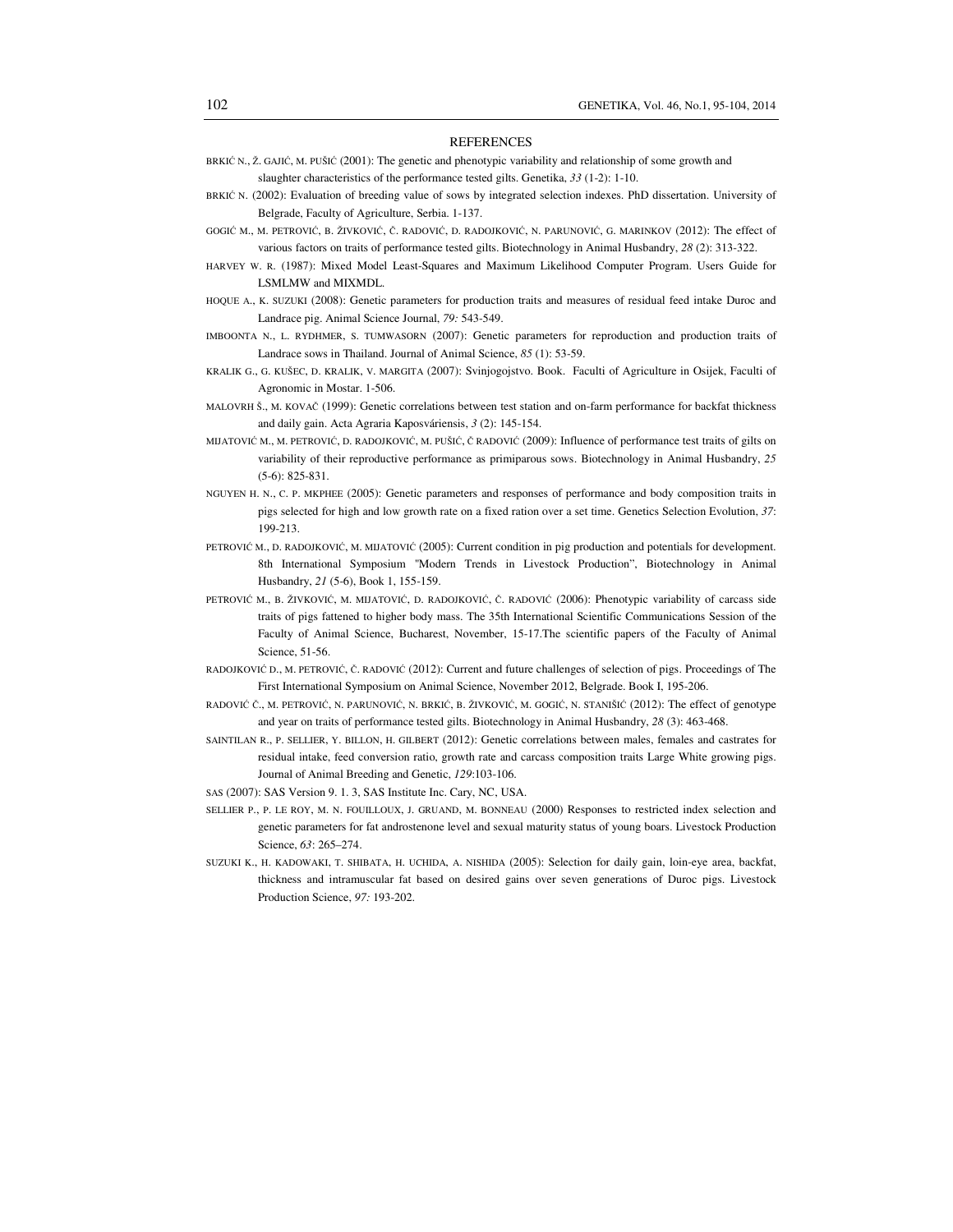## REFERENCES

BRKIĆ N., Ž. GAJIĆ, M. PUŠIĆ (2001): The genetic and phenotypic variability and relationship of some growth and slaughter characteristics of the performance tested gilts. Genetika, *33* (1-2): 1-10.

BRKIĆ N. (2002): Evaluation of breeding value of sows by integrated selection indexes. PhD dissertation. University of Belgrade, Faculty of Agriculture, Serbia. 1-137.

GOGIĆ M., M. PETROVIĆ, B. ŽIVKOVIĆ, Č. RADOVIĆ, D. RADOJKOVIĆ, N. PARUNOVIĆ, G. MARINKOV (2012): The effect of various factors on traits of performance tested gilts. Biotechnology in Animal Husbandry, *28* (2): 313-322.

HARVEY W. R. (1987): Mixed Model Least-Squares and Maximum Likelihood Computer Program. Users Guide for LSMLMW and MIXMDL.

HOQUE A., K. SUZUKI (2008): Genetic parameters for production traits and measures of residual feed intake Duroc and Landrace pig. Animal Science Journal, *79:* 543-549.

IMBOONTA N., L. RYDHMER, S. TUMWASORN (2007): Genetic parameters for reproduction and production traits of Landrace sows in Thailand. Journal of Animal Science, *85* (1): 53-59.

KRALIK G., G. KUŠEC, D. KRALIK, V. MARGITA (2007): Svinjogojstvo. Book. Faculti of Agriculture in Osijek, Faculti of Agronomic in Mostar. 1-506.

MALOVRH Š., M. KOVAČ (1999): Genetic correlations between test station and on-farm performance for backfat thickness and daily gain. Acta Agraria Kaposváriensis, *3* (2): 145-154.

MIJATOVIĆ M., M. PETROVIĆ, D. RADOJKOVIĆ, M. PUŠIĆ, Č RADOVIĆ (2009): Influence of performance test traits of gilts on variability of their reproductive performance as primiparous sows. Biotechnology in Animal Husbandry, *25* (5-6): 825-831.

NGUYEN H. N., C. P. MKPHEE (2005): Genetic parameters and responses of performance and body composition traits in pigs selected for high and low growth rate on a fixed ration over a set time. Genetics Selection Evolution, *37*: 199-213.

PETROVIĆ M., D. RADOJKOVIĆ, M. MIJATOVIĆ (2005): Current condition in pig production and potentials for development. 8th International Symposium "Modern Trends in Livestock Production", Biotechnology in Animal Husbandry, *21* (5-6), Book 1, 155-159.

PETROVIĆ M., B. ŽIVKOVIĆ, M. MIJATOVIĆ, D. RADOJKOVIĆ, Č. RADOVIĆ (2006): Phenotypic variability of carcass side traits of pigs fattened to higher body mass. The 35th International Scientific Communications Session of the Faculty of Animal Science, Bucharest, November, 15-17.The scientific papers of the Faculty of Animal Science, 51-56.

RADOJKOVIĆ D., M. PETROVIĆ, Č. RADOVIĆ (2012): Current and future challenges of selection of pigs. Proceedings of The First International Symposium on Animal Science, November 2012, Belgrade. Book I, 195-206.

RADOVIĆ Č., M. PETROVIĆ, N. PARUNOVIĆ, N. BRKIĆ, B. ŽIVKOVIĆ, M. GOGIĆ, N. STANIŠIĆ (2012): The effect of genotype and year on traits of performance tested gilts. Biotechnology in Animal Husbandry, *28* (3): 463-468.

SAINTILAN R., P. SELLIER, Y. BILLON, H. GILBERT (2012): Genetic correlations between males, females and castrates for residual intake, feed conversion ratio, growth rate and carcass composition traits Large White growing pigs. Journal of Animal Breeding and Genetic, *129*:103-106.

SAS (2007): SAS Version 9. 1. 3, SAS Institute Inc. Cary, NC, USA.

SELLIER P., P. LE ROY, M. N. FOUILLOUX, J. GRUAND, M. BONNEAU (2000) Responses to restricted index selection and genetic parameters for fat androstenone level and sexual maturity status of young boars. Livestock Production Science, *63*: 265–274.

SUZUKI K., H. KADOWAKI, T. SHIBATA, H. UCHIDA, A. NISHIDA (2005): Selection for daily gain, loin-eye area, backfat, thickness and intramuscular fat based on desired gains over seven generations of Duroc pigs. Livestock Production Science, *97:* 193-202.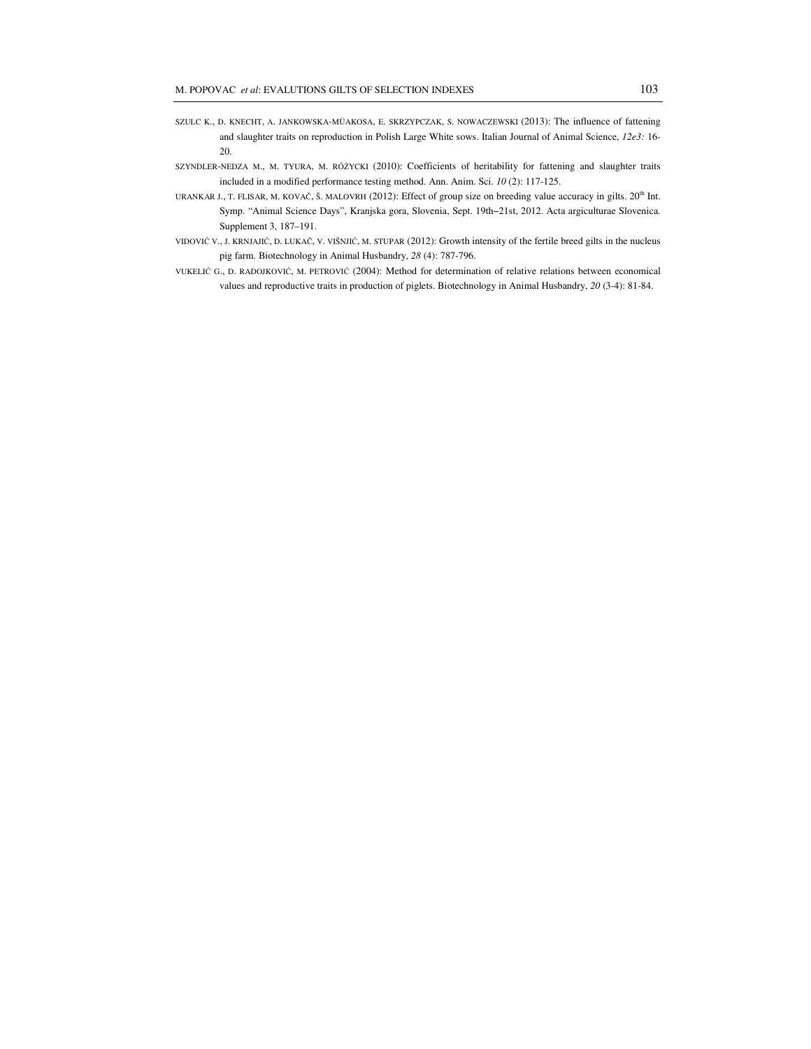SZULC K., D. KNECHT, A. JANKOWSKA-MÜAKOSA, E. SKRZYPCZAK, S. NOWACZEWSKI (2013): The influence of fattening and slaughter traits on reproduction in Polish Large White sows. Italian Journal of Animal Science, *12e3:* 16-20.

SZYNDLER-NEDZA M., M. TYURA, M. RÓŻYCKI (2010): Coefficients of heritability for fattening and slaughter traits included in a modified performance testing method. Ann. Anim. Sci. *10* (2): 117-125.

URANKAR J., T. FLISAR, M. KOVAČ, Š. MALOVRH (2012): Effect of group size on breeding value accuracy in gilts. 20th Int. Symp. "Animal Science Days", Kranjska gora, Slovenia, Sept. 19th–21st, 2012. Acta argiculturae Slovenica. Supplement 3, 187–191.

VIDOVIĆ V., J. KRNJAJIĆ, D. LUKAČ, V. VIŠNJIĆ, M. STUPAR (2012): Growth intensity of the fertile breed gilts in the nucleus pig farm. Biotechnology in Animal Husbandry, *28* (4): 787-796.

VUKELIĆ G., D. RADOJKOVIĆ, M. PETROVIĆ (2004): Method for determination of relative relations between economical values and reproductive traits in production of piglets. Biotechnology in Animal Husbandry, *20* (3-4): 81-84.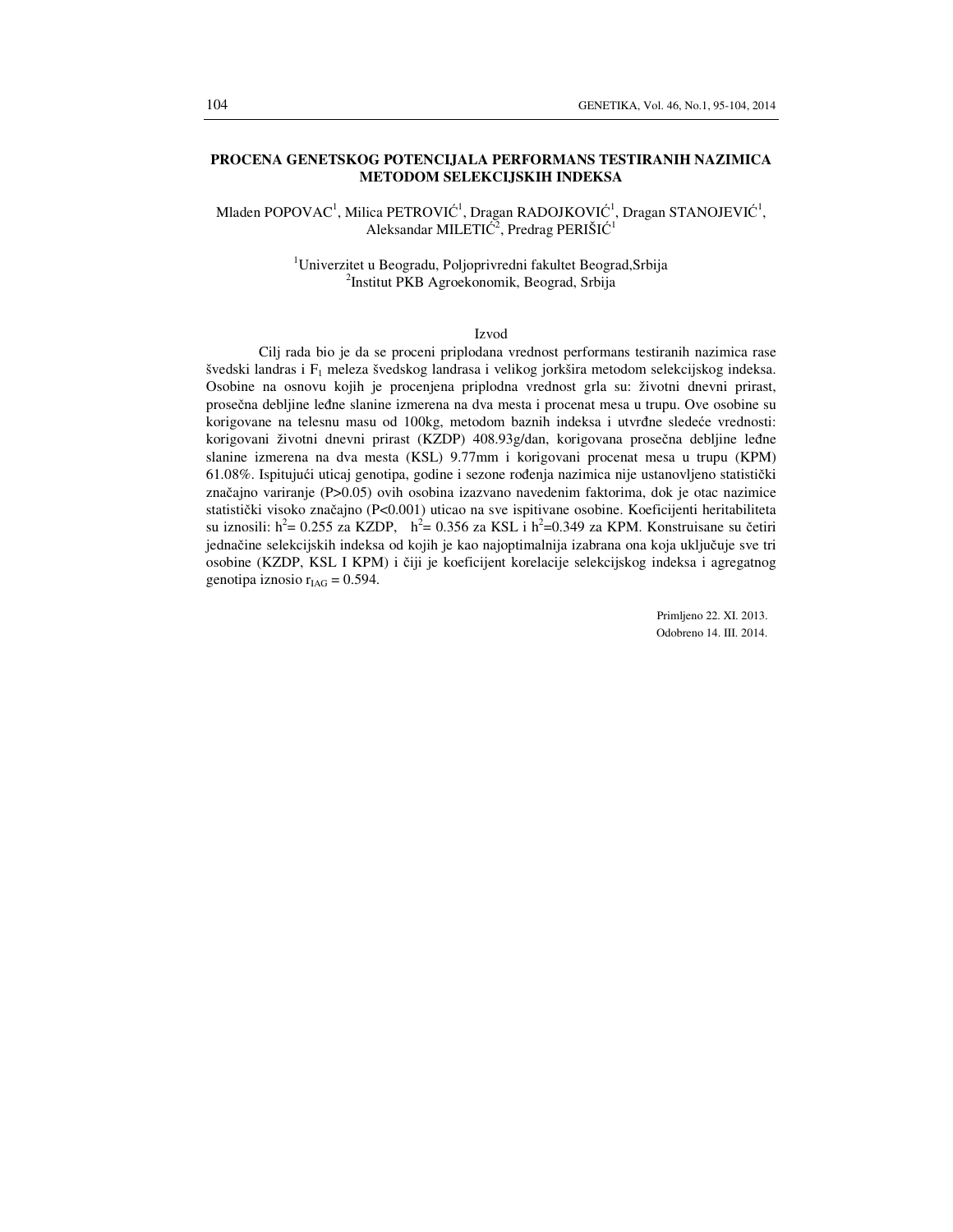# PROCENA GENETSKOG POTENCIJALA PERFORMANS TESTIRANIH NAZIMICA METODOM SELEKCIJSKIH INDEKSA

Mladen POPOVAC[1], Milica PETROVIĆ[1], Dragan RADOJKOVIĆ[1], Dragan STANOJEVIĆ[1], Aleksandar MILETIĆ[2], Predrag PERIŠIĆ[1]

[1]Univerzitet u Beogradu, Poljoprivredni fakultet Beograd,Srbija
[2]Institut PKB Agroekonomik, Beograd, Srbija

## Izvod

Cilj rada bio je da se proceni priplodana vrednost performans testiranih nazimica rase švedski landras i $F_1$ meleza švedskog landrasa i velikog jorkšira metodom selekcijskog indeksa. Osobine na osnovu kojih je procenjena priplodna vrednost grla su: životni dnevni prirast, prosečna debljine leđne slanine izmerena na dva mesta i procenat mesa u trupu. Ove osobine su korigovane na telesnu masu od 100kg, metodom baznih indeksa i utvrđne sledeće vrednosti: korigovani životni dnevni prirast (KZDP) 408.93g/dan, korigovana prosečna debljine leđne slanine izmerena na dva mesta (KSL) 9.77mm i korigovani procenat mesa u trupu (KPM) 61.08%. Ispitujući uticaj genotipa, godine i sezone rođenja nazimica nije ustanovljeno statistički značajno variranje ($P>0.05$) ovih osobina izazvano navedenim faktorima, dok je otac nazimice statistički visoko značajno ($P<0.001$) uticao na sve ispitivane osobine. Koeficijenti heritabiliteta su iznosili: $h^2= 0.255$ za KZDP, $h^2= 0.356$ za KSL i $h^2=0.349$ za KPM. Konstruisane su četiri jednačine selekcijskih indeksa od kojih je kao najoptimalnija izabrana ona koja uključuje sve tri osobine (KZDP, KSL I KPM) i čiji je koeficijent korelacije selekcijskog indeksa i agregatnog genotipa iznosio $r_{IAG} = 0.594$.

Primljeno 22. XI. 2013.
Odobreno 14. III. 2014.